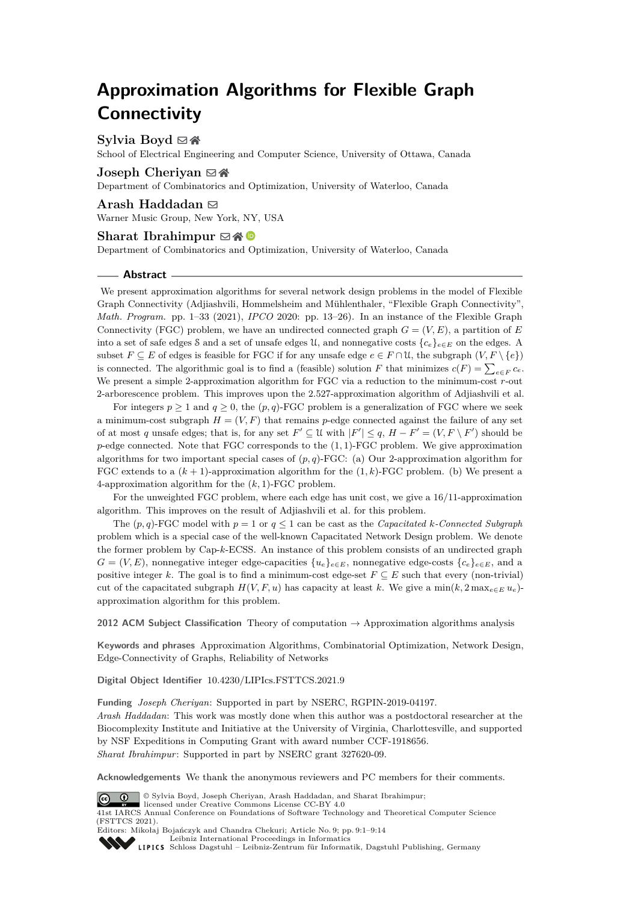# Approximation Algorithms for Flexible Graph Connectivity

**Sylvia Boyd**

School of Electrical Engineering and Computer Science, University of Ottawa, Canada

**Joseph Cheriyan**

Department of Combinatorics and Optimization, University of Waterloo, Canada

**Arash Haddadan**

Warner Music Group, New York, NY, USA

**Sharat Ibrahimpur**

Department of Combinatorics and Optimization, University of Waterloo, Canada

## Abstract

We present approximation algorithms for several network design problems in the model of Flexible Graph Connectivity (Adjiashvili, Hommelsheim and Mühlenthaler, "Flexible Graph Connectivity", *Math. Program.* pp. 1–33 (2021), *IPCO* 2020: pp. 13–26). In an instance of the Flexible Graph Connectivity (FGC) problem, we have an undirected connected graph $G = (V, E)$, a partition of $E$ into a set of safe edges $\mathcal{S}$ and a set of unsafe edges $\mathcal{U}$, and nonnegative costs $\{c_e\}_{e \in E}$ on the edges. A subset $F \subseteq E$ of edges is feasible for FGC if for any unsafe edge $e \in F \cap \mathcal{U}$, the subgraph $(V, F \setminus \{e\})$ is connected. The algorithmic goal is to find a (feasible) solution $F$ that minimizes $c(F) = \sum_{e \in F} c_e$. We present a simple 2-approximation algorithm for FGC via a reduction to the minimum-cost $r$-out 2-arborescence problem. This improves upon the 2.527-approximation algorithm of Adjiashvili et al.

For integers $p \geq 1$ and $q \geq 0$, the $(p, q)$-FGC problem is a generalization of FGC where we seek a minimum-cost subgraph $H = (V, F)$ that remains $p$-edge connected against the failure of any set of at most $q$ unsafe edges; that is, for any set $F' \subseteq \mathcal{U}$ with $|F'| \leq q$, $H - F' = (V, F \setminus F')$ should be $p$-edge connected. Note that FGC corresponds to the $(1, 1)$-FGC problem. We give approximation algorithms for two important special cases of $(p, q)$-FGC: (a) Our 2-approximation algorithm for FGC extends to a $(k + 1)$-approximation algorithm for the $(1, k)$-FGC problem. (b) We present a 4-approximation algorithm for the $(k, 1)$-FGC problem.

For the unweighted FGC problem, where each edge has unit cost, we give a 16/11-approximation algorithm. This improves on the result of Adjiashvili et al. for this problem.

The $(p, q)$-FGC model with $p = 1$ or $q \leq 1$ can be cast as the *Capacitated $k$-Connected Subgraph* problem which is a special case of the well-known Capacitated Network Design problem. We denote the former problem by Cap-$k$-ECSS. An instance of this problem consists of an undirected graph $G = (V, E)$, nonnegative integer edge-capacities $\{u_e\}_{e \in E}$, nonnegative edge-costs $\{c_e\}_{e \in E}$, and a positive integer $k$. The goal is to find a minimum-cost edge-set $F \subseteq E$ such that every (non-trivial) cut of the capacitated subgraph $H(V, F, u)$ has capacity at least $k$. We give a $\min(k, 2\max_{e \in E} u_e)$-approximation algorithm for this problem.

**2012 ACM Subject Classification** Theory of computation → Approximation algorithms analysis

**Keywords and phrases** Approximation Algorithms, Combinatorial Optimization, Network Design, Edge-Connectivity of Graphs, Reliability of Networks

**Digital Object Identifier** 10.4230/LIPIcs.FSTTCS.2021.9

**Funding** *Joseph Cheriyan*: Supported in part by NSERC, RGPIN-2019-04197.
*Arash Haddadan*: This work was mostly done when this author was a postdoctoral researcher at the Biocomplexity Institute and Initiative at the University of Virginia, Charlottesville, and supported by NSF Expeditions in Computing Grant with award number CCF-1918656.
*Sharat Ibrahimpur*: Supported in part by NSERC grant 327620-09.

**Acknowledgements** We thank the anonymous reviewers and PC members for their comments.

© Sylvia Boyd, Joseph Cheriyan, Arash Haddadan, and Sharat Ibrahimpur; licensed under Creative Commons License CC-BY 4.0
41st IARCS Annual Conference on Foundations of Software Technology and Theoretical Computer Science (FSTTCS 2021).
Editors: Mikołaj Bojańczyk and Chandra Chekuri; Article No. 9; pp. 9:1–9:14
Leibniz International Proceedings in Informatics
Schloss Dagstuhl – Leibniz-Zentrum für Informatik, Dagstuhl Publishing, Germany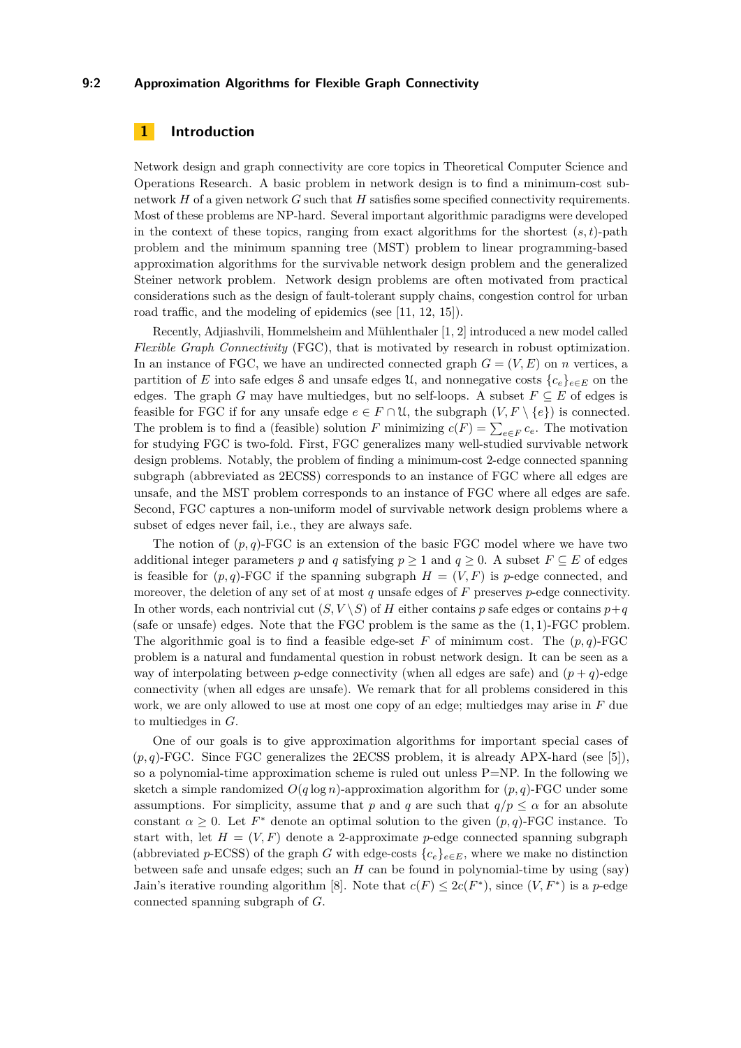## 1 Introduction

Network design and graph connectivity are core topics in Theoretical Computer Science and Operations Research. A basic problem in network design is to find a minimum-cost subnetwork $H$ of a given network $G$ such that $H$ satisfies some specified connectivity requirements. Most of these problems are NP-hard. Several important algorithmic paradigms were developed in the context of these topics, ranging from exact algorithms for the shortest $(s,t)$-path problem and the minimum spanning tree (MST) problem to linear programming-based approximation algorithms for the survivable network design problem and the generalized Steiner network problem. Network design problems are often motivated from practical considerations such as the design of fault-tolerant supply chains, congestion control for urban road traffic, and the modeling of epidemics (see [11, 12, 15]).

Recently, Adjiashvili, Hommelsheim and Mühlenthaler [1, 2] introduced a new model called *Flexible Graph Connectivity* (FGC), that is motivated by research in robust optimization. In an instance of FGC, we have an undirected connected graph $G = (V, E)$ on $n$ vertices, a partition of $E$ into safe edges $\mathcal{S}$ and unsafe edges $\mathcal{U}$, and nonnegative costs $\{c_e\}_{e \in E}$ on the edges. The graph $G$ may have multiedges, but no self-loops. A subset $F \subseteq E$ of edges is feasible for FGC if for any unsafe edge $e \in F \cap \mathcal{U}$, the subgraph $(V, F \setminus \{e\})$ is connected. The problem is to find a (feasible) solution $F$ minimizing $c(F) = \sum_{e \in F} c_e$. The motivation for studying FGC is two-fold. First, FGC generalizes many well-studied survivable network design problems. Notably, the problem of finding a minimum-cost 2-edge connected spanning subgraph (abbreviated as 2ECSS) corresponds to an instance of FGC where all edges are unsafe, and the MST problem corresponds to an instance of FGC where all edges are safe. Second, FGC captures a non-uniform model of survivable network design problems where a subset of edges never fail, i.e., they are always safe.

The notion of $(p,q)$-FGC is an extension of the basic FGC model where we have two additional integer parameters $p$ and $q$ satisfying $p \geq 1$ and $q \geq 0$. A subset $F \subseteq E$ of edges is feasible for $(p,q)$-FGC if the spanning subgraph $H = (V, F)$ is $p$-edge connected, and moreover, the deletion of any set of at most $q$ unsafe edges of $F$ preserves $p$-edge connectivity. In other words, each nontrivial cut $(S, V \setminus S)$ of $H$ either contains $p$ safe edges or contains $p+q$ (safe or unsafe) edges. Note that the FGC problem is the same as the $(1,1)$-FGC problem. The algorithmic goal is to find a feasible edge-set $F$ of minimum cost. The $(p,q)$-FGC problem is a natural and fundamental question in robust network design. It can be seen as a way of interpolating between $p$-edge connectivity (when all edges are safe) and $(p+q)$-edge connectivity (when all edges are unsafe). We remark that for all problems considered in this work, we are only allowed to use at most one copy of an edge; multiedges may arise in $F$ due to multiedges in $G$.

One of our goals is to give approximation algorithms for important special cases of $(p,q)$-FGC. Since FGC generalizes the 2ECSS problem, it is already APX-hard (see [5]), so a polynomial-time approximation scheme is ruled out unless P=NP. In the following we sketch a simple randomized $O(q \log n)$-approximation algorithm for $(p,q)$-FGC under some assumptions. For simplicity, assume that $p$ and $q$ are such that $q/p \leq \alpha$ for an absolute constant $\alpha \geq 0$. Let $F^*$ denote an optimal solution to the given $(p,q)$-FGC instance. To start with, let $H = (V, F)$ denote a 2-approximate $p$-edge connected spanning subgraph (abbreviated as $p$-ECSS) of the graph $G$ with edge-costs $\{c_e\}_{e \in E}$, where we make no distinction between safe and unsafe edges; such an $H$ can be found in polynomial-time by using (say) Jain's iterative rounding algorithm [8]. Note that $c(F) \leq 2c(F^*)$, since $(V, F^*)$ is a $p$-edge connected spanning subgraph of $G$.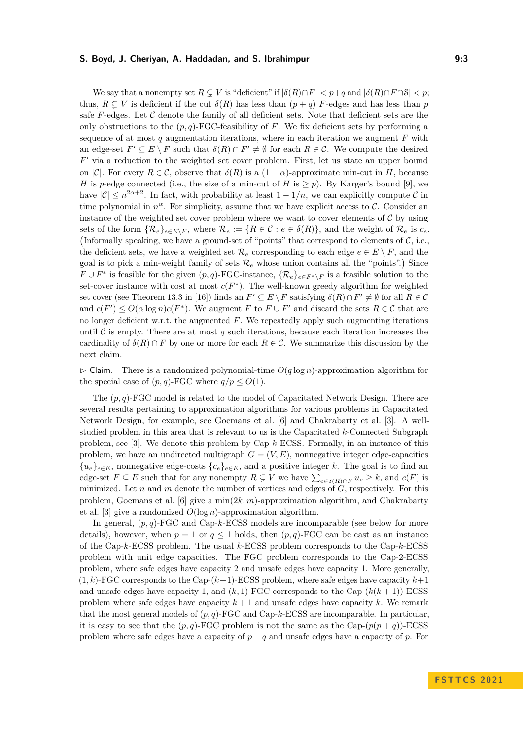We say that a nonempty set $R \subsetneq V$ is "deficient" if $|\delta(R) \cap F| < p+q$ and $|\delta(R) \cap F \cap \mathcal{S}| < p$; thus, $R \subsetneq V$ is deficient if the cut $\delta(R)$ has less than $(p+q)$ $F$-edges and has less than $p$ safe $F$-edges. Let $\mathcal{C}$ denote the family of all deficient sets. Note that deficient sets are the only obstructions to the $(p,q)$-FGC-feasibility of $F$. We fix deficient sets by performing a sequence of at most $q$ augmentation iterations, where in each iteration we augment $F$ with an edge-set $F' \subseteq E \setminus F$ such that $\delta(R) \cap F' \neq \emptyset$ for each $R \in \mathcal{C}$. We compute the desired $F'$ via a reduction to the weighted set cover problem. First, let us state an upper bound on $|\mathcal{C}|$. For every $R \in \mathcal{C}$, observe that $\delta(R)$ is a $(1+\alpha)$-approximate min-cut in $H$, because $H$ is $p$-edge connected (i.e., the size of a min-cut of $H$ is $\geq p$). By Karger's bound [9], we have $|\mathcal{C}| \leq n^{2\alpha+2}$. In fact, with probability at least $1 - 1/n$, we can explicitly compute $\mathcal{C}$ in time polynomial in $n^{\alpha}$. For simplicity, assume that we have explicit access to $\mathcal{C}$. Consider an instance of the weighted set cover problem where we want to cover elements of $\mathcal{C}$ by using sets of the form $\{\mathcal{R}_e\}_{e \in E \setminus F}$, where $\mathcal{R}_e := \{R \in \mathcal{C} : e \in \delta(R)\}$, and the weight of $\mathcal{R}_e$ is $c_e$. (Informally speaking, we have a ground-set of "points" that correspond to elements of $\mathcal{C}$, i.e., the deficient sets, and we have a weighted set $\mathcal{R}_e$ corresponding to each edge $e \in E \setminus F$, and the goal is to pick a min-weight family of sets $\mathcal{R}_e$ whose union contains all the "points".) Since $F \cup F^*$ is feasible for the given $(p,q)$-FGC-instance, $\{\mathcal{R}_e\}_{e \in F^* \setminus F}$ is a feasible solution to the set-cover instance with cost at most $c(F^*)$. The well-known greedy algorithm for weighted set cover (see Theorem 13.3 in [16]) finds an $F' \subseteq E \setminus F$ satisfying $\delta(R) \cap F' \neq \emptyset$ for all $R \in \mathcal{C}$ and $c(F') \leq O(\alpha \log n) c(F^*)$. We augment $F$ to $F \cup F'$ and discard the sets $R \in \mathcal{C}$ that are no longer deficient w.r.t. the augmented $F$. We repeatedly apply such augmenting iterations until $\mathcal{C}$ is empty. There are at most $q$ such iterations, because each iteration increases the cardinality of $\delta(R) \cap F$ by one or more for each $R \in \mathcal{C}$. We summarize this discussion by the next claim.

▷ Claim. There is a randomized polynomial-time $O(q \log n)$-approximation algorithm for the special case of $(p,q)$-FGC where $q/p \leq O(1)$.

The $(p,q)$-FGC model is related to the model of Capacitated Network Design. There are several results pertaining to approximation algorithms for various problems in Capacitated Network Design, for example, see Goemans et al. [6] and Chakrabarty et al. [3]. A well-studied problem in this area that is relevant to us is the Capacitated $k$-Connected Subgraph problem, see [3]. We denote this problem by Cap-$k$-ECSS. Formally, in an instance of this problem, we have an undirected multigraph $G = (V, E)$, nonnegative integer edge-capacities $\{u_e\}_{e \in E}$, nonnegative edge-costs $\{c_e\}_{e \in E}$, and a positive integer $k$. The goal is to find an edge-set $F \subseteq E$ such that for any nonempty $R \subsetneq V$ we have $\sum_{e \in \delta(R) \cap F} u_e \geq k$, and $c(F)$ is minimized. Let $n$ and $m$ denote the number of vertices and edges of $G$, respectively. For this problem, Goemans et al. [6] give a $\min(2k, m)$-approximation algorithm, and Chakrabarty et al. [3] give a randomized $O(\log n)$-approximation algorithm.

In general, $(p,q)$-FGC and Cap-$k$-ECSS models are incomparable (see below for more details), however, when $p = 1$ or $q \leq 1$ holds, then $(p,q)$-FGC can be cast as an instance of the Cap-$k$-ECSS problem. The usual $k$-ECSS problem corresponds to the Cap-$k$-ECSS problem with unit edge capacities. The FGC problem corresponds to the Cap-2-ECSS problem, where safe edges have capacity 2 and unsafe edges have capacity 1. More generally, $(1,k)$-FGC corresponds to the Cap-$(k+1)$-ECSS problem, where safe edges have capacity $k+1$ and unsafe edges have capacity 1, and $(k,1)$-FGC corresponds to the Cap-$(k(k+1))$-ECSS problem where safe edges have capacity $k+1$ and unsafe edges have capacity $k$. We remark that the most general models of $(p,q)$-FGC and Cap-$k$-ECSS are incomparable. In particular, it is easy to see that the $(p,q)$-FGC problem is not the same as the Cap-$(p(p+q))$-ECSS problem where safe edges have a capacity of $p+q$ and unsafe edges have a capacity of $p$. For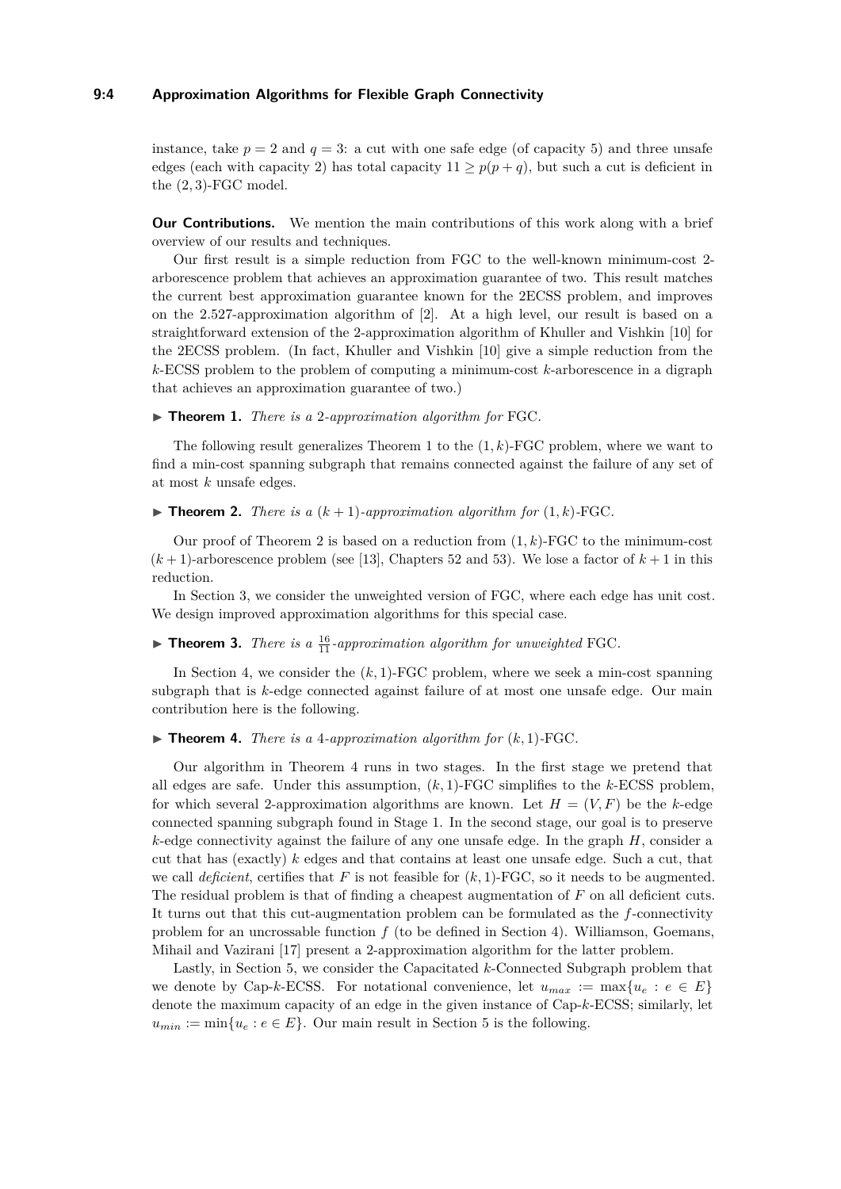instance, take $p = 2$ and $q = 3$: a cut with one safe edge (of capacity 5) and three unsafe edges (each with capacity 2) has total capacity $11 \geq p(p+q)$, but such a cut is deficient in the $(2,3)$-FGC model.

**Our Contributions.** We mention the main contributions of this work along with a brief overview of our results and techniques.

Our first result is a simple reduction from FGC to the well-known minimum-cost 2-arborescence problem that achieves an approximation guarantee of two. This result matches the current best approximation guarantee known for the 2ECSS problem, and improves on the 2.527-approximation algorithm of [2]. At a high level, our result is based on a straightforward extension of the 2-approximation algorithm of Khuller and Vishkin [10] for the 2ECSS problem. (In fact, Khuller and Vishkin [10] give a simple reduction from the $k$-ECSS problem to the problem of computing a minimum-cost $k$-arborescence in a digraph that achieves an approximation guarantee of two.)

▶ **Theorem 1.** *There is a* 2*-approximation algorithm for* FGC*.*

The following result generalizes Theorem 1 to the $(1,k)$-FGC problem, where we want to find a min-cost spanning subgraph that remains connected against the failure of any set of at most $k$ unsafe edges.

▶ **Theorem 2.** *There is a* $(k+1)$*-approximation algorithm for* $(1,k)$*-*FGC*.*

Our proof of Theorem 2 is based on a reduction from $(1,k)$-FGC to the minimum-cost $(k+1)$-arborescence problem (see [13], Chapters 52 and 53). We lose a factor of $k+1$ in this reduction.

In Section 3, we consider the unweighted version of FGC, where each edge has unit cost. We design improved approximation algorithms for this special case.

▶ **Theorem 3.** *There is a* $\frac{16}{11}$*-approximation algorithm for unweighted* FGC*.*

In Section 4, we consider the $(k,1)$-FGC problem, where we seek a min-cost spanning subgraph that is $k$-edge connected against failure of at most one unsafe edge. Our main contribution here is the following.

▶ **Theorem 4.** *There is a* 4*-approximation algorithm for* $(k,1)$*-*FGC*.*

Our algorithm in Theorem 4 runs in two stages. In the first stage we pretend that all edges are safe. Under this assumption, $(k,1)$-FGC simplifies to the $k$-ECSS problem, for which several 2-approximation algorithms are known. Let $H = (V,F)$ be the $k$-edge connected spanning subgraph found in Stage 1. In the second stage, our goal is to preserve $k$-edge connectivity against the failure of any one unsafe edge. In the graph $H$, consider a cut that has (exactly) $k$ edges and that contains at least one unsafe edge. Such a cut, that we call *deficient*, certifies that $F$ is not feasible for $(k,1)$-FGC, so it needs to be augmented. The residual problem is that of finding a cheapest augmentation of $F$ on all deficient cuts. It turns out that this cut-augmentation problem can be formulated as the $f$-connectivity problem for an uncrossable function $f$ (to be defined in Section 4). Williamson, Goemans, Mihail and Vazirani [17] present a 2-approximation algorithm for the latter problem.

Lastly, in Section 5, we consider the Capacitated $k$-Connected Subgraph problem that we denote by Cap-$k$-ECSS. For notational convenience, let $u_{max} := \max\{u_e : e \in E\}$ denote the maximum capacity of an edge in the given instance of Cap-$k$-ECSS; similarly, let $u_{min} := \min\{u_e : e \in E\}$. Our main result in Section 5 is the following.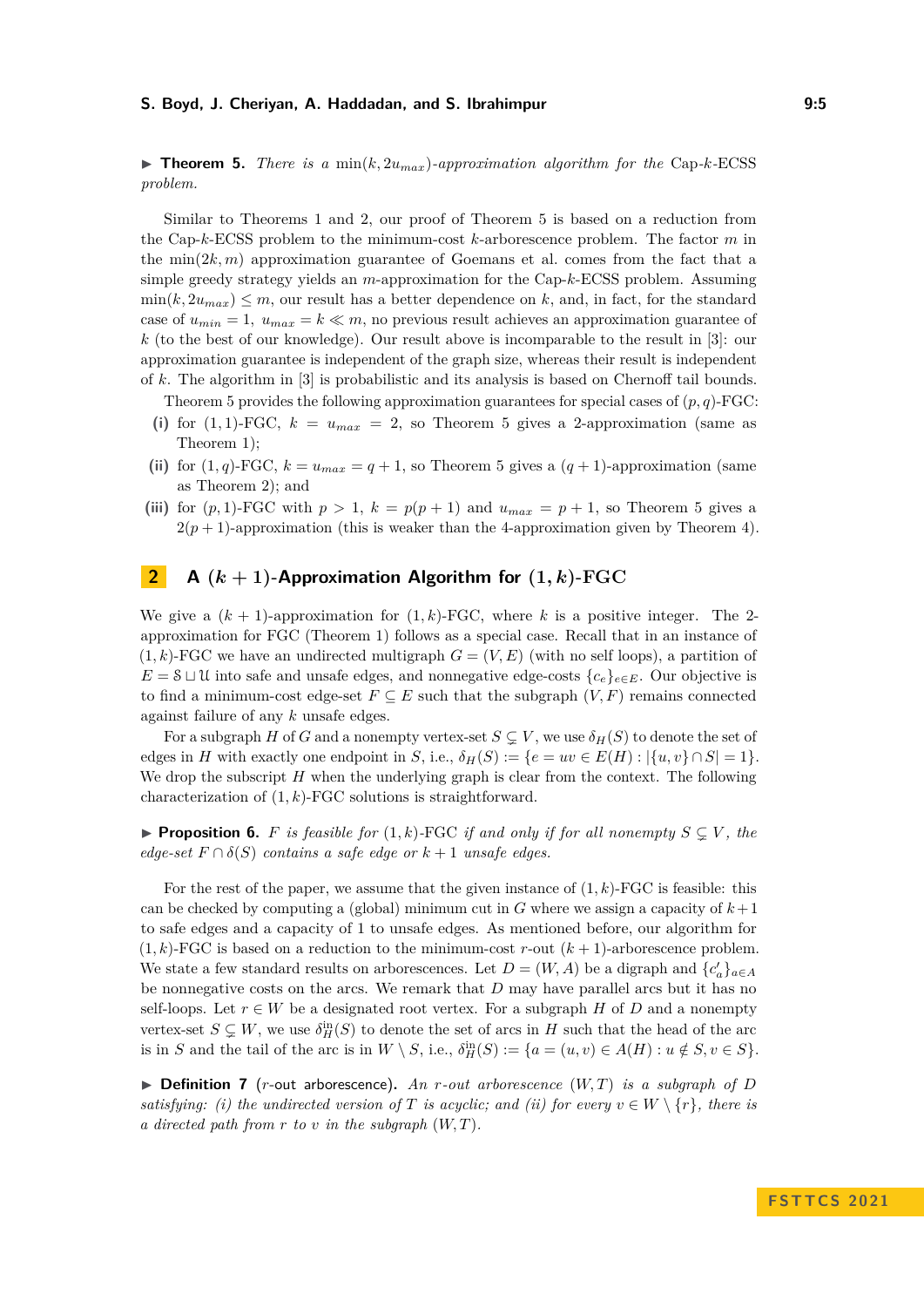▶ **Theorem 5.** *There is a* $\min(k, 2u_{max})$*-approximation algorithm for the* Cap-$k$-ECSS *problem.*

Similar to Theorems 1 and 2, our proof of Theorem 5 is based on a reduction from the Cap-$k$-ECSS problem to the minimum-cost $k$-arborescence problem. The factor $m$ in the $\min(2k, m)$ approximation guarantee of Goemans et al. comes from the fact that a simple greedy strategy yields an $m$-approximation for the Cap-$k$-ECSS problem. Assuming $\min(k, 2u_{max}) \leq m$, our result has a better dependence on $k$, and, in fact, for the standard case of $u_{min} = 1$, $u_{max} = k \ll m$, no previous result achieves an approximation guarantee of $k$ (to the best of our knowledge). Our result above is incomparable to the result in [3]: our approximation guarantee is independent of the graph size, whereas their result is independent of $k$. The algorithm in [3] is probabilistic and its analysis is based on Chernoff tail bounds.

Theorem 5 provides the following approximation guarantees for special cases of $(p, q)$-FGC:

**(i)** for $(1, 1)$-FGC, $k = u_{max} = 2$, so Theorem 5 gives a 2-approximation (same as Theorem 1);

**(ii)** for $(1, q)$-FGC, $k = u_{max} = q + 1$, so Theorem 5 gives a $(q + 1)$-approximation (same as Theorem 2); and

**(iii)** for $(p, 1)$-FGC with $p > 1$, $k = p(p + 1)$ and $u_{max} = p + 1$, so Theorem 5 gives a $2(p + 1)$-approximation (this is weaker than the 4-approximation given by Theorem 4).

## 2 A $(k + 1)$-Approximation Algorithm for $(1, k)$-FGC

We give a $(k + 1)$-approximation for $(1, k)$-FGC, where $k$ is a positive integer. The 2-approximation for FGC (Theorem 1) follows as a special case. Recall that in an instance of $(1, k)$-FGC we have an undirected multigraph $G = (V, E)$ (with no self loops), a partition of $E = \mathcal{S} \sqcup \mathcal{U}$ into safe and unsafe edges, and nonnegative edge-costs $\{c_e\}_{e \in E}$. Our objective is to find a minimum-cost edge-set $F \subseteq E$ such that the subgraph $(V, F)$ remains connected against failure of any $k$ unsafe edges.

For a subgraph $H$ of $G$ and a nonempty vertex-set $S \subsetneq V$, we use $\delta_H(S)$ to denote the set of edges in $H$ with exactly one endpoint in $S$, i.e., $\delta_H(S) := \{e = uv \in E(H) : |\{u, v\} \cap S| = 1\}$. We drop the subscript $H$ when the underlying graph is clear from the context. The following characterization of $(1, k)$-FGC solutions is straightforward.

▶ **Proposition 6.** *$F$ is feasible for $(1, k)$-FGC if and only if for all nonempty $S \subsetneq V$, the edge-set $F \cap \delta(S)$ contains a safe edge or $k + 1$ unsafe edges.*

For the rest of the paper, we assume that the given instance of $(1, k)$-FGC is feasible: this can be checked by computing a (global) minimum cut in $G$ where we assign a capacity of $k+1$ to safe edges and a capacity of 1 to unsafe edges. As mentioned before, our algorithm for $(1, k)$-FGC is based on a reduction to the minimum-cost $r$-out $(k + 1)$-arborescence problem. We state a few standard results on arborescences. Let $D = (W, A)$ be a digraph and $\{c'_a\}_{a \in A}$ be nonnegative costs on the arcs. We remark that $D$ may have parallel arcs but it has no self-loops. Let $r \in W$ be a designated root vertex. For a subgraph $H$ of $D$ and a nonempty vertex-set $S \subsetneq W$, we use $\delta^{\text{in}}_H(S)$ to denote the set of arcs in $H$ such that the head of the arc is in $S$ and the tail of the arc is in $W \setminus S$, i.e., $\delta^{\text{in}}_H(S) := \{a = (u, v) \in A(H) : u \notin S, v \in S\}$.

▶ **Definition 7** ($r$-out arborescence)**.** *An $r$-out arborescence $(W, T)$ is a subgraph of $D$ satisfying: (i) the undirected version of $T$ is acyclic; and (ii) for every $v \in W \setminus \{r\}$, there is a directed path from $r$ to $v$ in the subgraph $(W, T)$.*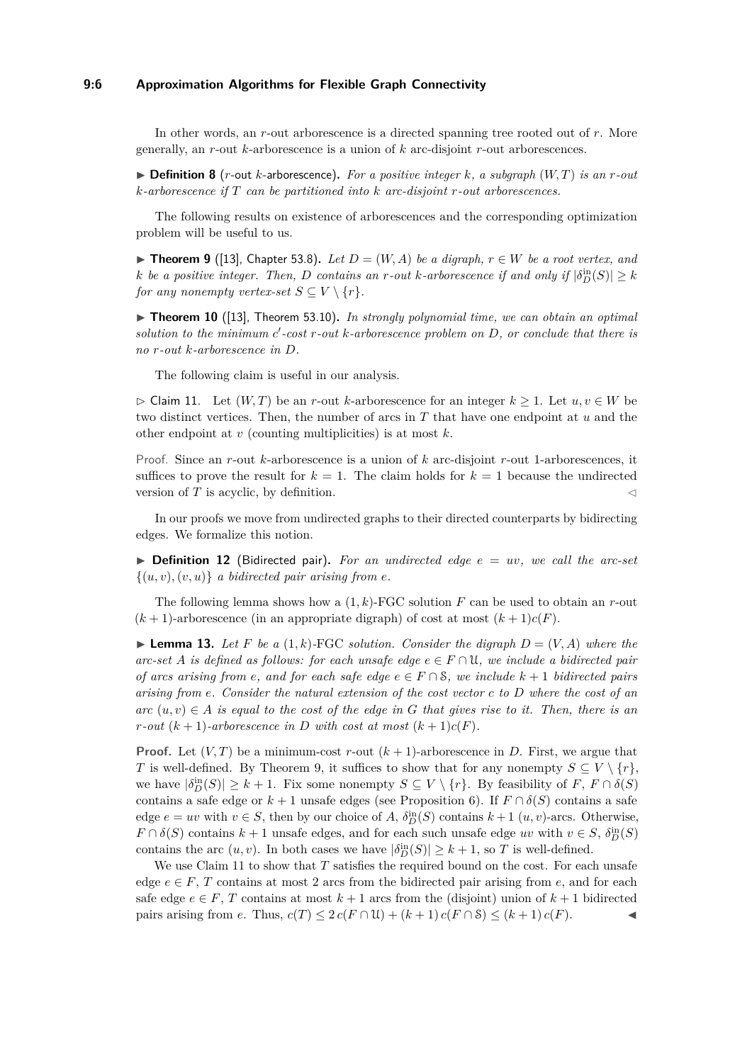In other words, an $r$-out arborescence is a directed spanning tree rooted out of $r$. More generally, an $r$-out $k$-arborescence is a union of $k$ arc-disjoint $r$-out arborescences.

▶ **Definition 8** ($r$-out $k$-arborescence)**.** *For a positive integer $k$, a subgraph $(W, T)$ is an $r$-out $k$-arborescence if $T$ can be partitioned into $k$ arc-disjoint $r$-out arborescences.*

The following results on existence of arborescences and the corresponding optimization problem will be useful to us.

▶ **Theorem 9** ([13], Chapter 53.8)**.** *Let $D = (W, A)$ be a digraph, $r \in W$ be a root vertex, and $k$ be a positive integer. Then, $D$ contains an $r$-out $k$-arborescence if and only if $|\delta_D^{\text{in}}(S)| \geq k$ for any nonempty vertex-set $S \subseteq V \setminus \{r\}$.*

▶ **Theorem 10** ([13], Theorem 53.10)**.** *In strongly polynomial time, we can obtain an optimal solution to the minimum $c'$-cost $r$-out $k$-arborescence problem on $D$, or conclude that there is no $r$-out $k$-arborescence in $D$.*

The following claim is useful in our analysis.

▷ Claim 11. Let $(W, T)$ be an $r$-out $k$-arborescence for an integer $k \geq 1$. Let $u, v \in W$ be two distinct vertices. Then, the number of arcs in $T$ that have one endpoint at $u$ and the other endpoint at $v$ (counting multiplicities) is at most $k$.

Proof. Since an $r$-out $k$-arborescence is a union of $k$ arc-disjoint $r$-out 1-arborescences, it suffices to prove the result for $k = 1$. The claim holds for $k = 1$ because the undirected version of $T$ is acyclic, by definition. ◁

In our proofs we move from undirected graphs to their directed counterparts by bidirecting edges. We formalize this notion.

▶ **Definition 12** (Bidirected pair)**.** *For an undirected edge $e = uv$, we call the arc-set $\{(u, v), (v, u)\}$ a bidirected pair arising from $e$.*

The following lemma shows how a $(1, k)$-FGC solution $F$ can be used to obtain an $r$-out $(k + 1)$-arborescence (in an appropriate digraph) of cost at most $(k + 1)c(F)$.

▶ **Lemma 13.** *Let $F$ be a $(1, k)$-FGC solution. Consider the digraph $D = (V, A)$ where the arc-set $A$ is defined as follows: for each unsafe edge $e \in F \cap \mathcal{U}$, we include a bidirected pair of arcs arising from $e$, and for each safe edge $e \in F \cap \mathcal{S}$, we include $k + 1$ bidirected pairs arising from $e$. Consider the natural extension of the cost vector $c$ to $D$ where the cost of an arc $(u, v) \in A$ is equal to the cost of the edge in $G$ that gives rise to it. Then, there is an $r$-out $(k + 1)$-arborescence in $D$ with cost at most $(k + 1)c(F)$.*

**Proof.** Let $(V, T)$ be a minimum-cost $r$-out $(k + 1)$-arborescence in $D$. First, we argue that $T$ is well-defined. By Theorem 9, it suffices to show that for any nonempty $S \subseteq V \setminus \{r\}$, we have $|\delta_D^{\text{in}}(S)| \geq k + 1$. Fix some nonempty $S \subseteq V \setminus \{r\}$. By feasibility of $F$, $F \cap \delta(S)$ contains a safe edge or $k + 1$ unsafe edges (see Proposition 6). If $F \cap \delta(S)$ contains a safe edge $e = uv$ with $v \in S$, then by our choice of $A$, $\delta_D^{\text{in}}(S)$ contains $k + 1$ $(u, v)$-arcs. Otherwise, $F \cap \delta(S)$ contains $k + 1$ unsafe edges, and for each such unsafe edge $uv$ with $v \in S$, $\delta_D^{\text{in}}(S)$ contains the arc $(u, v)$. In both cases we have $|\delta_D^{\text{in}}(S)| \geq k + 1$, so $T$ is well-defined.

We use Claim 11 to show that $T$ satisfies the required bound on the cost. For each unsafe edge $e \in F$, $T$ contains at most 2 arcs from the bidirected pair arising from $e$, and for each safe edge $e \in F$, $T$ contains at most $k + 1$ arcs from the (disjoint) union of $k + 1$ bidirected pairs arising from $e$. Thus, $c(T) \leq 2\, c(F \cap \mathcal{U}) + (k + 1)\, c(F \cap \mathcal{S}) \leq (k + 1)\, c(F)$. ◀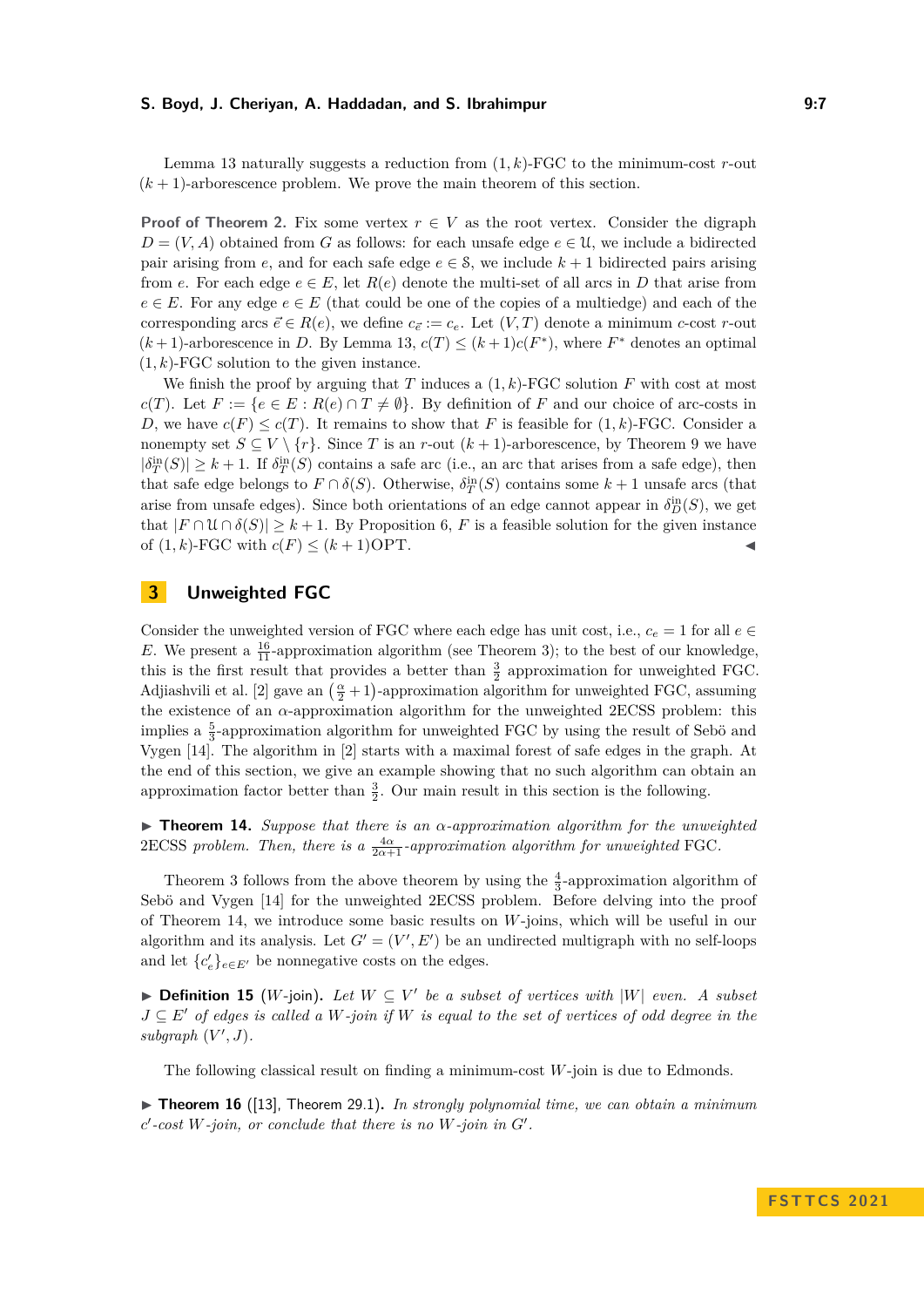Lemma 13 naturally suggests a reduction from $(1, k)$-FGC to the minimum-cost $r$-out $(k+1)$-arborescence problem. We prove the main theorem of this section.

**Proof of Theorem 2.** Fix some vertex $r \in V$ as the root vertex. Consider the digraph $D = (V, A)$ obtained from $G$ as follows: for each unsafe edge $e \in \mathcal{U}$, we include a bidirected pair arising from $e$, and for each safe edge $e \in \mathcal{S}$, we include $k+1$ bidirected pairs arising from $e$. For each edge $e \in E$, let $R(e)$ denote the multi-set of all arcs in $D$ that arise from $e \in E$. For any edge $e \in E$ (that could be one of the copies of a multiedge) and each of the corresponding arcs $\vec{e} \in R(e)$, we define $c_{\vec{e}} := c_e$. Let $(V, T)$ denote a minimum $c$-cost $r$-out $(k+1)$-arborescence in $D$. By Lemma 13, $c(T) \leq (k+1)c(F^*)$, where $F^*$ denotes an optimal $(1, k)$-FGC solution to the given instance.

We finish the proof by arguing that $T$ induces a $(1, k)$-FGC solution $F$ with cost at most $c(T)$. Let $F := \{e \in E : R(e) \cap T \neq \emptyset\}$. By definition of $F$ and our choice of arc-costs in $D$, we have $c(F) \leq c(T)$. It remains to show that $F$ is feasible for $(1, k)$-FGC. Consider a nonempty set $S \subseteq V \setminus \{r\}$. Since $T$ is an $r$-out $(k+1)$-arborescence, by Theorem 9 we have $|\delta^{\text{in}}_T(S)| \geq k+1$. If $\delta^{\text{in}}_T(S)$ contains a safe arc (i.e., an arc that arises from a safe edge), then that safe edge belongs to $F \cap \delta(S)$. Otherwise, $\delta^{\text{in}}_T(S)$ contains some $k+1$ unsafe arcs (that arise from unsafe edges). Since both orientations of an edge cannot appear in $\delta^{\text{in}}_D(S)$, we get that $|F \cap \mathcal{U} \cap \delta(S)| \geq k+1$. By Proposition 6, $F$ is a feasible solution for the given instance of $(1, k)$-FGC with $c(F) \leq (k+1)\text{OPT}$. ◀

## 3 Unweighted FGC

Consider the unweighted version of FGC where each edge has unit cost, i.e., $c_e = 1$ for all $e \in E$. We present a $\frac{16}{11}$-approximation algorithm (see Theorem 3); to the best of our knowledge, this is the first result that provides a better than $\frac{3}{2}$ approximation for unweighted FGC. Adjiashvili et al. [2] gave an $\left(\frac{\alpha}{2}+1\right)$-approximation algorithm for unweighted FGC, assuming the existence of an $\alpha$-approximation algorithm for the unweighted 2ECSS problem: this implies a $\frac{5}{3}$-approximation algorithm for unweighted FGC by using the result of Sebö and Vygen [14]. The algorithm in [2] starts with a maximal forest of safe edges in the graph. At the end of this section, we give an example showing that no such algorithm can obtain an approximation factor better than $\frac{3}{2}$. Our main result in this section is the following.

▶ **Theorem 14.** *Suppose that there is an $\alpha$-approximation algorithm for the unweighted* 2ECSS *problem. Then, there is a $\frac{4\alpha}{2\alpha+1}$-approximation algorithm for unweighted* FGC*.*

Theorem 3 follows from the above theorem by using the $\frac{4}{3}$-approximation algorithm of Sebö and Vygen [14] for the unweighted 2ECSS problem. Before delving into the proof of Theorem 14, we introduce some basic results on $W$-joins, which will be useful in our algorithm and its analysis. Let $G' = (V', E')$ be an undirected multigraph with no self-loops and let $\{c'_e\}_{e \in E'}$ be nonnegative costs on the edges.

▶ **Definition 15** ($W$-join). *Let $W \subseteq V'$ be a subset of vertices with $|W|$ even. A subset $J \subseteq E'$ of edges is called a $W$-join if $W$ is equal to the set of vertices of odd degree in the subgraph $(V', J)$.*

The following classical result on finding a minimum-cost $W$-join is due to Edmonds.

▶ **Theorem 16** ([13], Theorem 29.1). *In strongly polynomial time, we can obtain a minimum $c'$-cost $W$-join, or conclude that there is no $W$-join in $G'$.*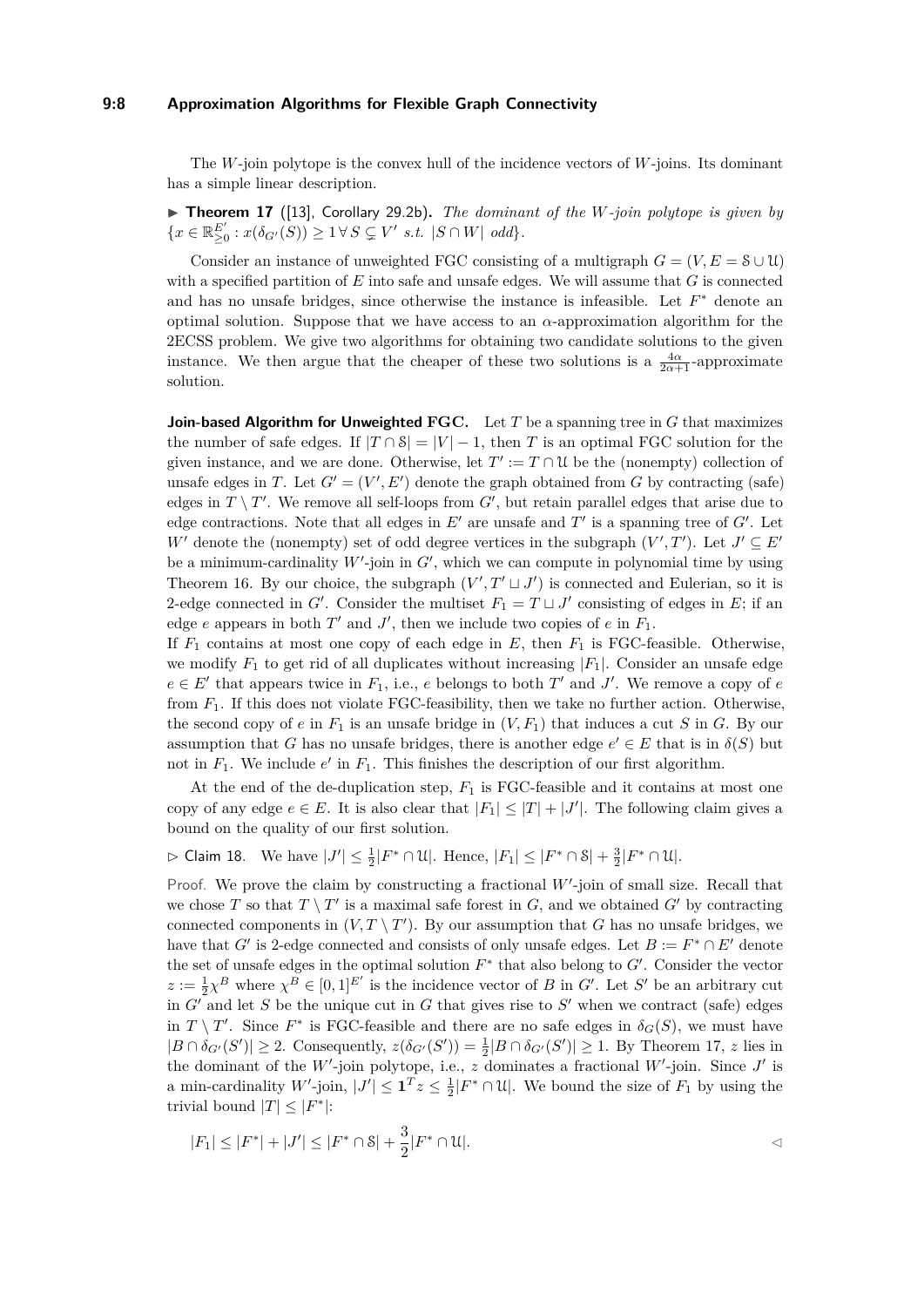The $W$-join polytope is the convex hull of the incidence vectors of $W$-joins. Its dominant has a simple linear description.

▶ **Theorem 17** ([13], Corollary 29.2b)**.** *The dominant of the $W$-join polytope is given by $\{x \in \mathbb{R}^{E'}_{\geq 0} : x(\delta_{G'}(S)) \geq 1 \,\forall\, S \subsetneq V' \text{ s.t. } |S \cap W| \text{ odd}\}$.*

Consider an instance of unweighted FGC consisting of a multigraph $G = (V, E = \mathcal{S} \cup \mathcal{U})$ with a specified partition of $E$ into safe and unsafe edges. We will assume that $G$ is connected and has no unsafe bridges, since otherwise the instance is infeasible. Let $F^*$ denote an optimal solution. Suppose that we have access to an $\alpha$-approximation algorithm for the 2ECSS problem. We give two algorithms for obtaining two candidate solutions to the given instance. We then argue that the cheaper of these two solutions is a $\frac{4\alpha}{2\alpha+1}$-approximate solution.

**Join-based Algorithm for Unweighted FGC.** Let $T$ be a spanning tree in $G$ that maximizes the number of safe edges. If $|T \cap \mathcal{S}| = |V| - 1$, then $T$ is an optimal FGC solution for the given instance, and we are done. Otherwise, let $T' := T \cap \mathcal{U}$ be the (nonempty) collection of unsafe edges in $T$. Let $G' = (V', E')$ denote the graph obtained from $G$ by contracting (safe) edges in $T \setminus T'$. We remove all self-loops from $G'$, but retain parallel edges that arise due to edge contractions. Note that all edges in $E'$ are unsafe and $T'$ is a spanning tree of $G'$. Let $W'$ denote the (nonempty) set of odd degree vertices in the subgraph $(V', T')$. Let $J' \subseteq E'$ be a minimum-cardinality $W'$-join in $G'$, which we can compute in polynomial time by using Theorem 16. By our choice, the subgraph $(V', T' \sqcup J')$ is connected and Eulerian, so it is 2-edge connected in $G'$. Consider the multiset $F_1 = T \sqcup J'$ consisting of edges in $E$; if an edge $e$ appears in both $T'$ and $J'$, then we include two copies of $e$ in $F_1$.

If $F_1$ contains at most one copy of each edge in $E$, then $F_1$ is FGC-feasible. Otherwise, we modify $F_1$ to get rid of all duplicates without increasing $|F_1|$. Consider an unsafe edge $e \in E'$ that appears twice in $F_1$, i.e., $e$ belongs to both $T'$ and $J'$. We remove a copy of $e$ from $F_1$. If this does not violate FGC-feasibility, then we take no further action. Otherwise, the second copy of $e$ in $F_1$ is an unsafe bridge in $(V, F_1)$ that induces a cut $S$ in $G$. By our assumption that $G$ has no unsafe bridges, there is another edge $e' \in E$ that is in $\delta(S)$ but not in $F_1$. We include $e'$ in $F_1$. This finishes the description of our first algorithm.

At the end of the de-duplication step, $F_1$ is FGC-feasible and it contains at most one copy of any edge $e \in E$. It is also clear that $|F_1| \leq |T| + |J'|$. The following claim gives a bound on the quality of our first solution.

▷ Claim 18. We have $|J'| \leq \frac{1}{2}|F^* \cap \mathcal{U}|$. Hence, $|F_1| \leq |F^* \cap \mathcal{S}| + \frac{3}{2}|F^* \cap \mathcal{U}|$.

Proof. We prove the claim by constructing a fractional $W'$-join of small size. Recall that we chose $T$ so that $T \setminus T'$ is a maximal safe forest in $G$, and we obtained $G'$ by contracting connected components in $(V, T \setminus T')$. By our assumption that $G$ has no unsafe bridges, we have that $G'$ is 2-edge connected and consists of only unsafe edges. Let $B := F^* \cap E'$ denote the set of unsafe edges in the optimal solution $F^*$ that also belong to $G'$. Consider the vector $z := \frac{1}{2}\chi^B$ where $\chi^B \in [0,1]^{E'}$ is the incidence vector of $B$ in $G'$. Let $S'$ be an arbitrary cut in $G'$ and let $S$ be the unique cut in $G$ that gives rise to $S'$ when we contract (safe) edges in $T \setminus T'$. Since $F^*$ is FGC-feasible and there are no safe edges in $\delta_G(S)$, we must have $|B \cap \delta_{G'}(S')| \geq 2$. Consequently, $z(\delta_{G'}(S')) = \frac{1}{2}|B \cap \delta_{G'}(S')| \geq 1$. By Theorem 17, $z$ lies in the dominant of the $W'$-join polytope, i.e., $z$ dominates a fractional $W'$-join. Since $J'$ is a min-cardinality $W'$-join, $|J'| \leq \mathbf{1}^T z \leq \frac{1}{2}|F^* \cap \mathcal{U}|$. We bound the size of $F_1$ by using the trivial bound $|T| \leq |F^*|$:

$$|F_1| \leq |F^*| + |J'| \leq |F^* \cap \mathcal{S}| + \frac{3}{2}|F^* \cap \mathcal{U}|. \qquad \triangleleft$$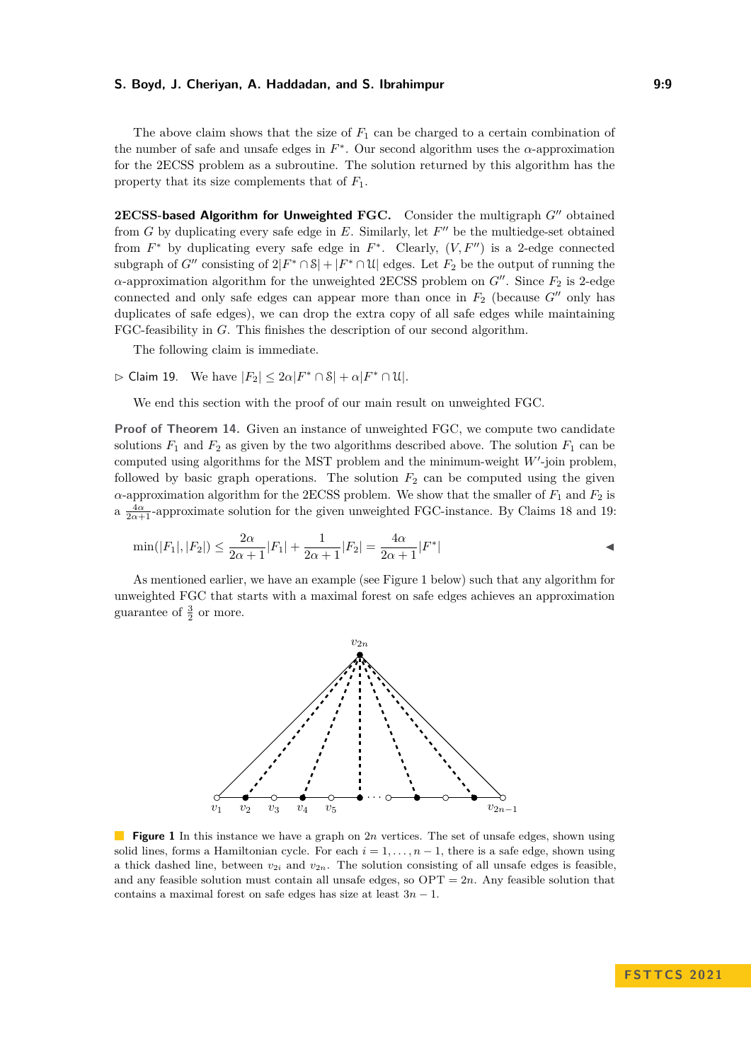The above claim shows that the size of $F_1$ can be charged to a certain combination of the number of safe and unsafe edges in $F^*$. Our second algorithm uses the $\alpha$-approximation for the 2ECSS problem as a subroutine. The solution returned by this algorithm has the property that its size complements that of $F_1$.

**2ECSS-based Algorithm for Unweighted FGC.** Consider the multigraph $G''$ obtained from $G$ by duplicating every safe edge in $E$. Similarly, let $F''$ be the multiedge-set obtained from $F^*$ by duplicating every safe edge in $F^*$. Clearly, $(V, F'')$ is a 2-edge connected subgraph of $G''$ consisting of $2|F^* \cap \mathcal{S}| + |F^* \cap \mathcal{U}|$ edges. Let $F_2$ be the output of running the $\alpha$-approximation algorithm for the unweighted 2ECSS problem on $G''$. Since $F_2$ is 2-edge connected and only safe edges can appear more than once in $F_2$ (because $G''$ only has duplicates of safe edges), we can drop the extra copy of all safe edges while maintaining FGC-feasibility in $G$. This finishes the description of our second algorithm.

The following claim is immediate.

▷ Claim 19. We have $|F_2| \leq 2\alpha|F^* \cap \mathcal{S}| + \alpha|F^* \cap \mathcal{U}|$.

We end this section with the proof of our main result on unweighted FGC.

**Proof of Theorem 14.** Given an instance of unweighted FGC, we compute two candidate solutions $F_1$ and $F_2$ as given by the two algorithms described above. The solution $F_1$ can be computed using algorithms for the MST problem and the minimum-weight $W'$-join problem, followed by basic graph operations. The solution $F_2$ can be computed using the given $\alpha$-approximation algorithm for the 2ECSS problem. We show that the smaller of $F_1$ and $F_2$ is a $\frac{4\alpha}{2\alpha+1}$-approximate solution for the given unweighted FGC-instance. By Claims 18 and 19:

$$\min(|F_1|, |F_2|) \leq \frac{2\alpha}{2\alpha+1}|F_1| + \frac{1}{2\alpha+1}|F_2| = \frac{4\alpha}{2\alpha+1}|F^*|$$ ◀

As mentioned earlier, we have an example (see Figure 1 below) such that any algorithm for unweighted FGC that starts with a maximal forest on safe edges achieves an approximation guarantee of $\frac{3}{2}$ or more.

**Figure 1** In this instance we have a graph on $2n$ vertices. The set of unsafe edges, shown using solid lines, forms a Hamiltonian cycle. For each $i = 1, \ldots, n-1$, there is a safe edge, shown using a thick dashed line, between $v_{2i}$ and $v_{2n}$. The solution consisting of all unsafe edges is feasible, and any feasible solution must contain all unsafe edges, so OPT $= 2n$. Any feasible solution that contains a maximal forest on safe edges has size at least $3n - 1$.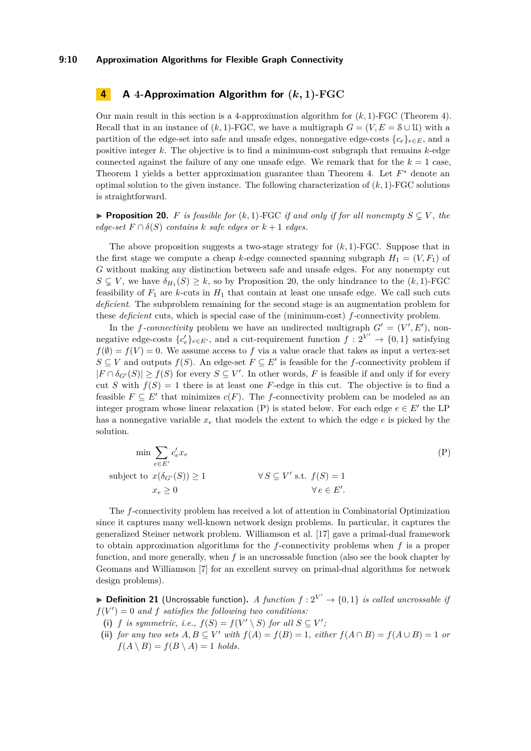## 4 A 4-Approximation Algorithm for $(k,1)$-FGC

Our main result in this section is a 4-approximation algorithm for $(k,1)$-FGC (Theorem 4). Recall that in an instance of $(k,1)$-FGC, we have a multigraph $G = (V, E = \mathcal{S} \cup \mathcal{U})$ with a partition of the edge-set into safe and unsafe edges, nonnegative edge-costs $\{c_e\}_{e \in E}$, and a positive integer $k$. The objective is to find a minimum-cost subgraph that remains $k$-edge connected against the failure of any one unsafe edge. We remark that for the $k = 1$ case, Theorem 1 yields a better approximation guarantee than Theorem 4. Let $F^*$ denote an optimal solution to the given instance. The following characterization of $(k,1)$-FGC solutions is straightforward.

▶ **Proposition 20.** *$F$ is feasible for $(k,1)$-FGC if and only if for all nonempty $S \subsetneq V$, the edge-set $F \cap \delta(S)$ contains $k$ safe edges or $k+1$ edges.*

The above proposition suggests a two-stage strategy for $(k,1)$-FGC. Suppose that in the first stage we compute a cheap $k$-edge connected spanning subgraph $H_1 = (V, F_1)$ of $G$ without making any distinction between safe and unsafe edges. For any nonempty cut $S \subsetneq V$, we have $\delta_{H_1}(S) \geq k$, so by Proposition 20, the only hindrance to the $(k,1)$-FGC feasibility of $F_1$ are $k$-cuts in $H_1$ that contain at least one unsafe edge. We call such cuts *deficient*. The subproblem remaining for the second stage is an augmentation problem for these *deficient* cuts, which is special case of the (minimum-cost) $f$-connectivity problem.

In the *$f$-connectivity* problem we have an undirected multigraph $G' = (V', E')$, nonnegative edge-costs $\{c'_e\}_{e \in E'}$, and a cut-requirement function $f : 2^{V'} \to \{0,1\}$ satisfying $f(\emptyset) = f(V) = 0$. We assume access to $f$ via a value oracle that takes as input a vertex-set $S \subseteq V$ and outputs $f(S)$. An edge-set $F \subseteq E'$ is feasible for the $f$-connectivity problem if $|F \cap \delta_{G'}(S)| \geq f(S)$ for every $S \subseteq V'$. In other words, $F$ is feasible if and only if for every cut $S$ with $f(S) = 1$ there is at least one $F$-edge in this cut. The objective is to find a feasible $F \subseteq E'$ that minimizes $c(F)$. The $f$-connectivity problem can be modeled as an integer program whose linear relaxation (P) is stated below. For each edge $e \in E'$ the LP has a nonnegative variable $x_e$ that models the extent to which the edge $e$ is picked by the solution.

$$
\begin{aligned}
&\min \sum_{e \in E'} c'_e x_e && && \text{(P)}\\
&\text{subject to } \; x(\delta_{G'}(S)) \geq 1 && \forall\, S \subseteq V' \text{ s.t. } f(S) = 1 &&\\
&\qquad\qquad\quad x_e \geq 0 && \forall\, e \in E'. &&
\end{aligned}
$$

The $f$-connectivity problem has received a lot of attention in Combinatorial Optimization since it captures many well-known network design problems. In particular, it captures the generalized Steiner network problem. Williamson et al. [17] gave a primal-dual framework to obtain approximation algorithms for the $f$-connectivity problems when $f$ is a proper function, and more generally, when $f$ is an uncrossable function (also see the book chapter by Geomans and Williamson [7] for an excellent survey on primal-dual algorithms for network design problems).

▶ **Definition 21** (Uncrossable function). *A function $f : 2^{V'} \to \{0,1\}$ is called uncrossable if $f(V') = 0$ and $f$ satisfies the following two conditions:*

**(i)** *$f$ is symmetric, i.e., $f(S) = f(V' \setminus S)$ for all $S \subseteq V'$;*

**(ii)** *for any two sets $A, B \subseteq V'$ with $f(A) = f(B) = 1$, either $f(A \cap B) = f(A \cup B) = 1$ or $f(A \setminus B) = f(B \setminus A) = 1$ holds.*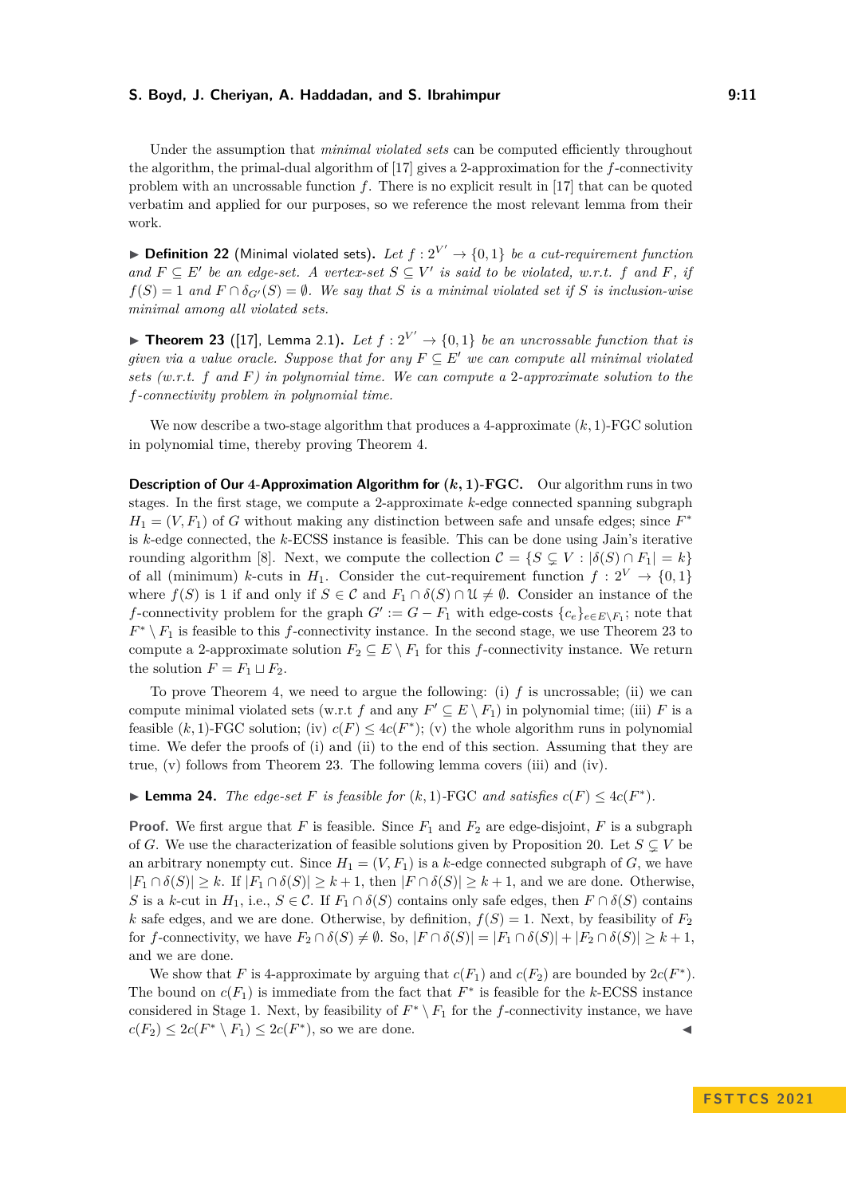Under the assumption that *minimal violated sets* can be computed efficiently throughout the algorithm, the primal-dual algorithm of [17] gives a 2-approximation for the $f$-connectivity problem with an uncrossable function $f$. There is no explicit result in [17] that can be quoted verbatim and applied for our purposes, so we reference the most relevant lemma from their work.

▶ **Definition 22** (Minimal violated sets). *Let $f : 2^{V'} \to \{0,1\}$ be a cut-requirement function and $F \subseteq E'$ be an edge-set. A vertex-set $S \subseteq V'$ is said to be violated, w.r.t. $f$ and $F$, if $f(S) = 1$ and $F \cap \delta_{G'}(S) = \emptyset$. We say that $S$ is a minimal violated set if $S$ is inclusion-wise minimal among all violated sets.*

▶ **Theorem 23** ([17], Lemma 2.1). *Let $f : 2^{V'} \to \{0,1\}$ be an uncrossable function that is given via a value oracle. Suppose that for any $F \subseteq E'$ we can compute all minimal violated sets (w.r.t. $f$ and $F$) in polynomial time. We can compute a 2-approximate solution to the $f$-connectivity problem in polynomial time.*

We now describe a two-stage algorithm that produces a 4-approximate $(k,1)$-FGC solution in polynomial time, thereby proving Theorem 4.

**Description of Our 4-Approximation Algorithm for $(k,1)$-FGC.** Our algorithm runs in two stages. In the first stage, we compute a 2-approximate $k$-edge connected spanning subgraph $H_1 = (V, F_1)$ of $G$ without making any distinction between safe and unsafe edges; since $F^*$ is $k$-edge connected, the $k$-ECSS instance is feasible. This can be done using Jain's iterative rounding algorithm [8]. Next, we compute the collection $\mathcal{C} = \{S \subsetneq V : |\delta(S) \cap F_1| = k\}$ of all (minimum) $k$-cuts in $H_1$. Consider the cut-requirement function $f : 2^V \to \{0,1\}$ where $f(S)$ is 1 if and only if $S \in \mathcal{C}$ and $F_1 \cap \delta(S) \cap \mathcal{U} \neq \emptyset$. Consider an instance of the $f$-connectivity problem for the graph $G' := G - F_1$ with edge-costs $\{c_e\}_{e \in E \setminus F_1}$; note that $F^* \setminus F_1$ is feasible to this $f$-connectivity instance. In the second stage, we use Theorem 23 to compute a 2-approximate solution $F_2 \subseteq E \setminus F_1$ for this $f$-connectivity instance. We return the solution $F = F_1 \sqcup F_2$.

To prove Theorem 4, we need to argue the following: (i) $f$ is uncrossable; (ii) we can compute minimal violated sets (w.r.t $f$ and any $F' \subseteq E \setminus F_1$) in polynomial time; (iii) $F$ is a feasible $(k,1)$-FGC solution; (iv) $c(F) \leq 4c(F^*)$; (v) the whole algorithm runs in polynomial time. We defer the proofs of (i) and (ii) to the end of this section. Assuming that they are true, (v) follows from Theorem 23. The following lemma covers (iii) and (iv).

▶ **Lemma 24.** *The edge-set $F$ is feasible for $(k,1)$-FGC and satisfies $c(F) \leq 4c(F^*)$.*

**Proof.** We first argue that $F$ is feasible. Since $F_1$ and $F_2$ are edge-disjoint, $F$ is a subgraph of $G$. We use the characterization of feasible solutions given by Proposition 20. Let $S \subsetneq V$ be an arbitrary nonempty cut. Since $H_1 = (V, F_1)$ is a $k$-edge connected subgraph of $G$, we have $|F_1 \cap \delta(S)| \geq k$. If $|F_1 \cap \delta(S)| \geq k+1$, then $|F \cap \delta(S)| \geq k+1$, and we are done. Otherwise, $S$ is a $k$-cut in $H_1$, i.e., $S \in \mathcal{C}$. If $F_1 \cap \delta(S)$ contains only safe edges, then $F \cap \delta(S)$ contains $k$ safe edges, and we are done. Otherwise, by definition, $f(S) = 1$. Next, by feasibility of $F_2$ for $f$-connectivity, we have $F_2 \cap \delta(S) \neq \emptyset$. So, $|F \cap \delta(S)| = |F_1 \cap \delta(S)| + |F_2 \cap \delta(S)| \geq k+1$, and we are done.

We show that $F$ is 4-approximate by arguing that $c(F_1)$ and $c(F_2)$ are bounded by $2c(F^*)$. The bound on $c(F_1)$ is immediate from the fact that $F^*$ is feasible for the $k$-ECSS instance considered in Stage 1. Next, by feasibility of $F^* \setminus F_1$ for the $f$-connectivity instance, we have $c(F_2) \leq 2c(F^* \setminus F_1) \leq 2c(F^*)$, so we are done. ◀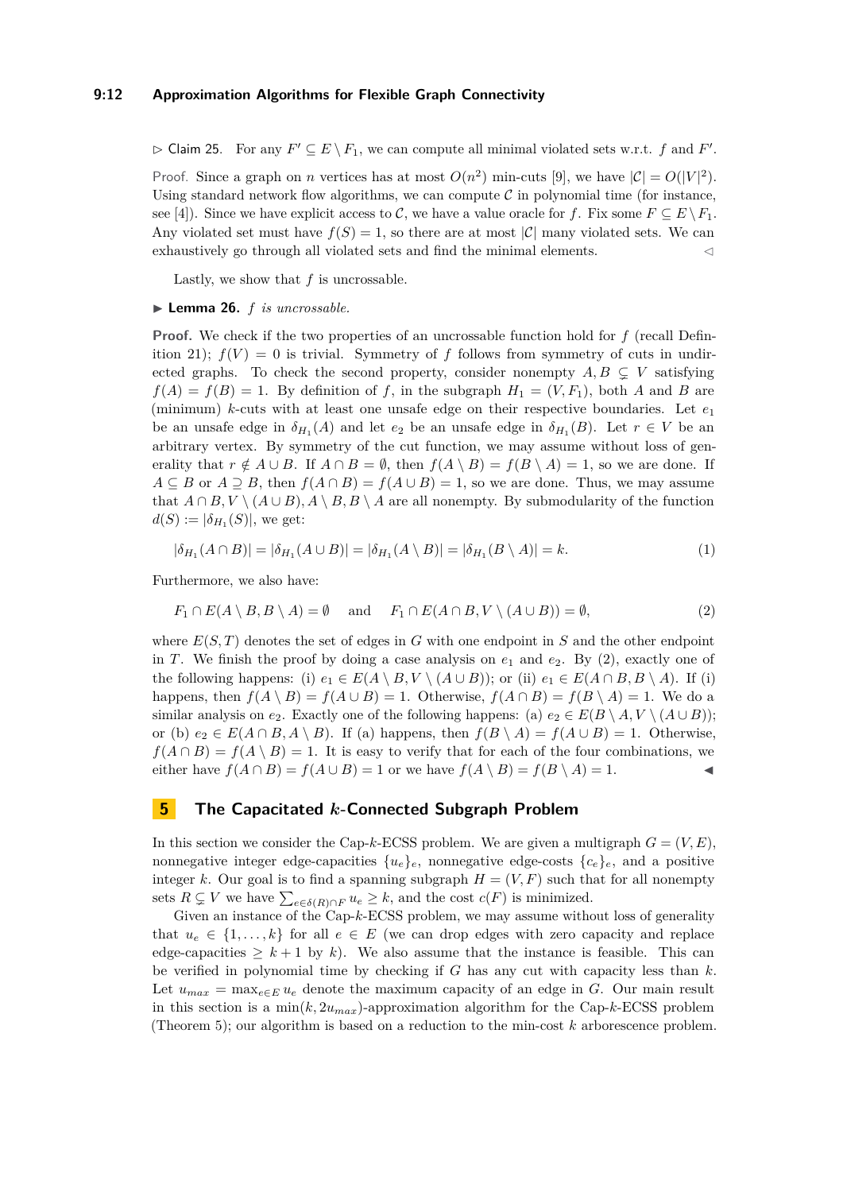▷ Claim 25. For any $F' \subseteq E \setminus F_1$, we can compute all minimal violated sets w.r.t. $f$ and $F'$.

Proof. Since a graph on $n$ vertices has at most $O(n^2)$ min-cuts [9], we have $|\mathcal{C}| = O(|V|^2)$. Using standard network flow algorithms, we can compute $\mathcal{C}$ in polynomial time (for instance, see [4]). Since we have explicit access to $\mathcal{C}$, we have a value oracle for $f$. Fix some $F \subseteq E \setminus F_1$. Any violated set must have $f(S) = 1$, so there are at most $|\mathcal{C}|$ many violated sets. We can exhaustively go through all violated sets and find the minimal elements. ◁

Lastly, we show that $f$ is uncrossable.

▶ **Lemma 26.** *$f$ is uncrossable.*

**Proof.** We check if the two properties of an uncrossable function hold for $f$ (recall Definition 21); $f(V) = 0$ is trivial. Symmetry of $f$ follows from symmetry of cuts in undirected graphs. To check the second property, consider nonempty $A, B \subsetneq V$ satisfying $f(A) = f(B) = 1$. By definition of $f$, in the subgraph $H_1 = (V, F_1)$, both $A$ and $B$ are (minimum) $k$-cuts with at least one unsafe edge on their respective boundaries. Let $e_1$ be an unsafe edge in $\delta_{H_1}(A)$ and let $e_2$ be an unsafe edge in $\delta_{H_1}(B)$. Let $r \in V$ be an arbitrary vertex. By symmetry of the cut function, we may assume without loss of generality that $r \notin A \cup B$. If $A \cap B = \emptyset$, then $f(A \setminus B) = f(B \setminus A) = 1$, so we are done. If $A \subseteq B$ or $A \supseteq B$, then $f(A \cap B) = f(A \cup B) = 1$, so we are done. Thus, we may assume that $A \cap B, V \setminus (A \cup B), A \setminus B, B \setminus A$ are all nonempty. By submodularity of the function $d(S) := |\delta_{H_1}(S)|$, we get:

$$|\delta_{H_1}(A \cap B)| = |\delta_{H_1}(A \cup B)| = |\delta_{H_1}(A \setminus B)| = |\delta_{H_1}(B \setminus A)| = k. \tag{1}$$

Furthermore, we also have:

$$F_1 \cap E(A \setminus B, B \setminus A) = \emptyset \quad \text{ and } \quad F_1 \cap E(A \cap B, V \setminus (A \cup B)) = \emptyset, \tag{2}$$

where $E(S, T)$ denotes the set of edges in $G$ with one endpoint in $S$ and the other endpoint in $T$. We finish the proof by doing a case analysis on $e_1$ and $e_2$. By (2), exactly one of the following happens: (i) $e_1 \in E(A \setminus B, V \setminus (A \cup B))$; or (ii) $e_1 \in E(A \cap B, B \setminus A)$. If (i) happens, then $f(A \setminus B) = f(A \cup B) = 1$. Otherwise, $f(A \cap B) = f(B \setminus A) = 1$. We do a similar analysis on $e_2$. Exactly one of the following happens: (a) $e_2 \in E(B \setminus A, V \setminus (A \cup B))$; or (b) $e_2 \in E(A \cap B, A \setminus B)$. If (a) happens, then $f(B \setminus A) = f(A \cup B) = 1$. Otherwise, $f(A \cap B) = f(A \setminus B) = 1$. It is easy to verify that for each of the four combinations, we either have $f(A \cap B) = f(A \cup B) = 1$ or we have $f(A \setminus B) = f(B \setminus A) = 1$. ◀

## 5 The Capacitated $k$-Connected Subgraph Problem

In this section we consider the Cap-$k$-ECSS problem. We are given a multigraph $G = (V, E)$, nonnegative integer edge-capacities $\{u_e\}_e$, nonnegative edge-costs $\{c_e\}_e$, and a positive integer $k$. Our goal is to find a spanning subgraph $H = (V, F)$ such that for all nonempty sets $R \subsetneq V$ we have $\sum_{e \in \delta(R) \cap F} u_e \geq k$, and the cost $c(F)$ is minimized.

Given an instance of the Cap-$k$-ECSS problem, we may assume without loss of generality that $u_e \in \{1, \dots, k\}$ for all $e \in E$ (we can drop edges with zero capacity and replace edge-capacities $\geq k+1$ by $k$). We also assume that the instance is feasible. This can be verified in polynomial time by checking if $G$ has any cut with capacity less than $k$. Let $u_{max} = \max_{e \in E} u_e$ denote the maximum capacity of an edge in $G$. Our main result in this section is a $\min(k, 2u_{max})$-approximation algorithm for the Cap-$k$-ECSS problem (Theorem 5); our algorithm is based on a reduction to the min-cost $k$ arborescence problem.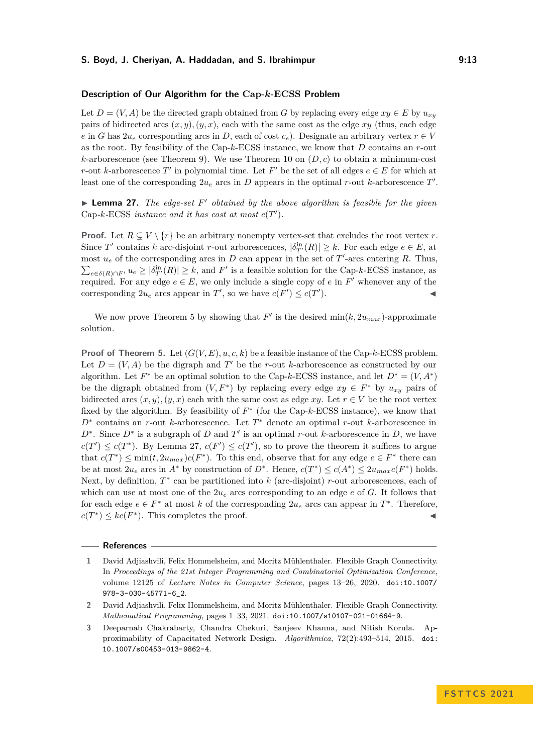### Description of Our Algorithm for the Cap-$k$-ECSS Problem

Let $D = (V, A)$ be the directed graph obtained from $G$ by replacing every edge $xy \in E$ by $u_{xy}$ pairs of bidirected arcs $(x, y), (y, x)$, each with the same cost as the edge $xy$ (thus, each edge $e$ in $G$ has $2u_e$ corresponding arcs in $D$, each of cost $c_e$). Designate an arbitrary vertex $r \in V$ as the root. By feasibility of the Cap-$k$-ECSS instance, we know that $D$ contains an $r$-out $k$-arborescence (see Theorem 9). We use Theorem 10 on $(D, c)$ to obtain a minimum-cost $r$-out $k$-arborescence $T'$ in polynomial time. Let $F'$ be the set of all edges $e \in E$ for which at least one of the corresponding $2u_e$ arcs in $D$ appears in the optimal $r$-out $k$-arborescence $T'$.

▶ **Lemma 27.** *The edge-set $F'$ obtained by the above algorithm is feasible for the given* Cap-$k$-ECSS *instance and it has cost at most $c(T')$.*

**Proof.** Let $R \subsetneq V \setminus \{r\}$ be an arbitrary nonempty vertex-set that excludes the root vertex $r$. Since $T'$ contains $k$ arc-disjoint $r$-out arborescences, $|\delta^{\text{in}}_{T'}(R)| \geq k$. For each edge $e \in E$, at most $u_e$ of the corresponding arcs in $D$ can appear in the set of $T'$-arcs entering $R$. Thus, $\sum_{e \in \delta(R) \cap F'} u_e \geq |\delta^{\text{in}}_{T'}(R)| \geq k$, and $F'$ is a feasible solution for the Cap-$k$-ECSS instance, as required. For any edge $e \in E$, we only include a single copy of $e$ in $F'$ whenever any of the corresponding $2u_e$ arcs appear in $T'$, so we have $c(F') \leq c(T')$. ◀

We now prove Theorem 5 by showing that $F'$ is the desired $\min(k, 2u_{max})$-approximate solution.

**Proof of Theorem 5.** Let $(G(V, E), u, c, k)$ be a feasible instance of the Cap-$k$-ECSS problem. Let $D = (V, A)$ be the digraph and $T'$ be the $r$-out $k$-arborescence as constructed by our algorithm. Let $F^*$ be an optimal solution to the Cap-$k$-ECSS instance, and let $D^* = (V, A^*)$ be the digraph obtained from $(V, F^*)$ by replacing every edge $xy \in F^*$ by $u_{xy}$ pairs of bidirected arcs $(x, y), (y, x)$ each with the same cost as edge $xy$. Let $r \in V$ be the root vertex fixed by the algorithm. By feasibility of $F^*$ (for the Cap-$k$-ECSS instance), we know that $D^*$ contains an $r$-out $k$-arborescence. Let $T^*$ denote an optimal $r$-out $k$-arborescence in $D^*$. Since $D^*$ is a subgraph of $D$ and $T'$ is an optimal $r$-out $k$-arborescence in $D$, we have $c(T') \leq c(T^*)$. By Lemma 27, $c(F') \leq c(T')$, so to prove the theorem it suffices to argue that $c(T^*) \leq \min(t, 2u_{max})c(F^*)$. To this end, observe that for any edge $e \in F^*$ there can be at most $2u_e$ arcs in $A^*$ by construction of $D^*$. Hence, $c(T^*) \leq c(A^*) \leq 2u_{max}c(F^*)$ holds. Next, by definition, $T^*$ can be partitioned into $k$ (arc-disjoint) $r$-out arborescences, each of which can use at most one of the $2u_e$ arcs corresponding to an edge $e$ of $G$. It follows that for each edge $e \in F^*$ at most $k$ of the corresponding $2u_e$ arcs can appear in $T^*$. Therefore, $c(T^*) \leq kc(F^*)$. This completes the proof. ◀

## References

1. David Adjiashvili, Felix Hommelsheim, and Moritz Mühlenthaler. Flexible Graph Connectivity. In *Proceedings of the 21st Integer Programming and Combinatorial Optimization Conference*, volume 12125 of *Lecture Notes in Computer Science*, pages 13–26, 2020. doi:10.1007/978-3-030-45771-6_2.
2. David Adjiashvili, Felix Hommelsheim, and Moritz Mühlenthaler. Flexible Graph Connectivity. *Mathematical Programming*, pages 1–33, 2021. doi:10.1007/s10107-021-01664-9.
3. Deeparnab Chakrabarty, Chandra Chekuri, Sanjeev Khanna, and Nitish Korula. Approximability of Capacitated Network Design. *Algorithmica*, 72(2):493–514, 2015. doi:10.1007/s00453-013-9862-4.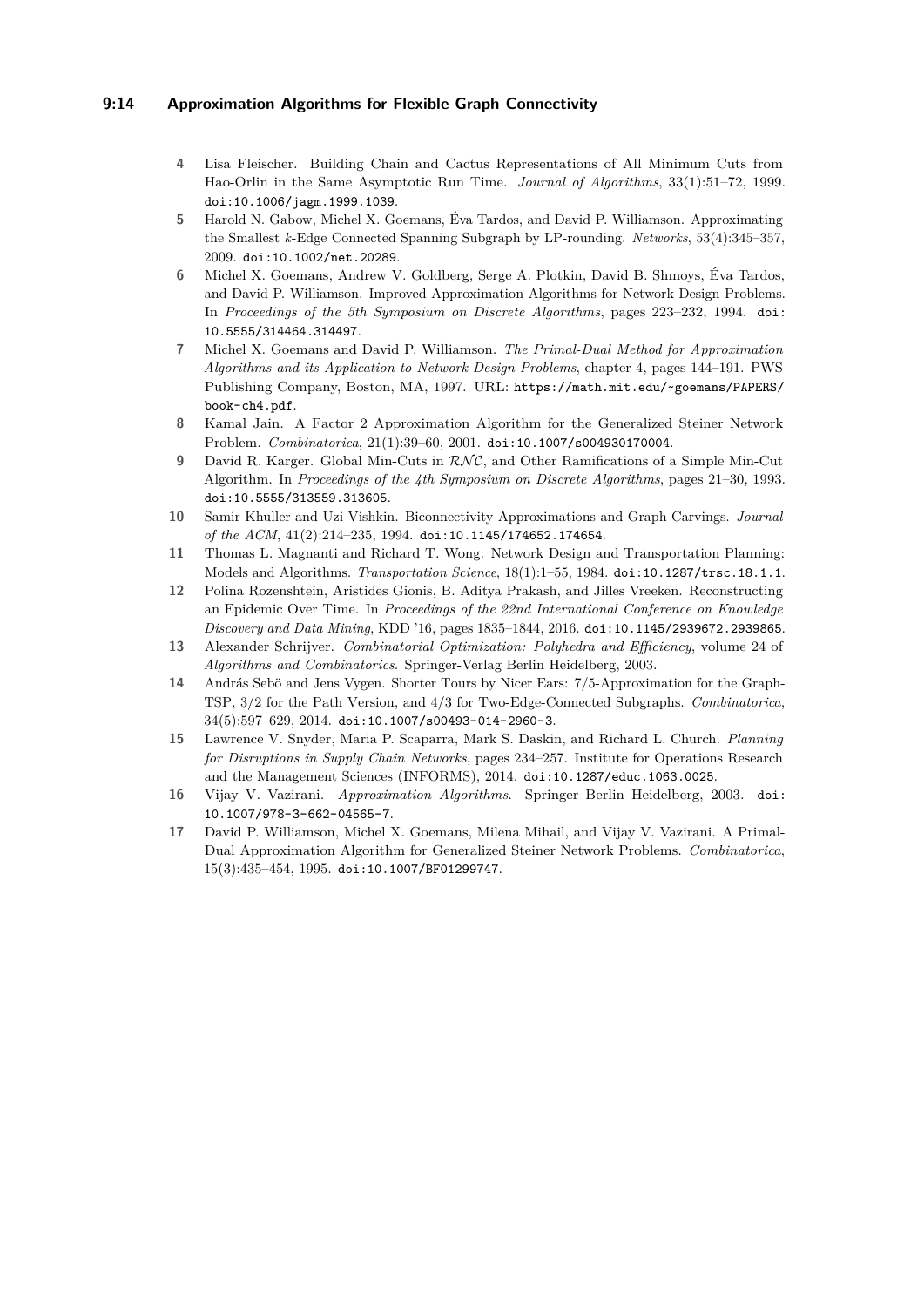4. Lisa Fleischer. Building Chain and Cactus Representations of All Minimum Cuts from Hao-Orlin in the Same Asymptotic Run Time. *Journal of Algorithms*, 33(1):51–72, 1999. doi:10.1006/jagm.1999.1039.
5. Harold N. Gabow, Michel X. Goemans, Éva Tardos, and David P. Williamson. Approximating the Smallest $k$-Edge Connected Spanning Subgraph by LP-rounding. *Networks*, 53(4):345–357, 2009. doi:10.1002/net.20289.
6. Michel X. Goemans, Andrew V. Goldberg, Serge A. Plotkin, David B. Shmoys, Éva Tardos, and David P. Williamson. Improved Approximation Algorithms for Network Design Problems. In *Proceedings of the 5th Symposium on Discrete Algorithms*, pages 223–232, 1994. doi:10.5555/314464.314497.
7. Michel X. Goemans and David P. Williamson. *The Primal-Dual Method for Approximation Algorithms and its Application to Network Design Problems*, chapter 4, pages 144–191. PWS Publishing Company, Boston, MA, 1997. URL: https://math.mit.edu/~goemans/PAPERS/book-ch4.pdf.
8. Kamal Jain. A Factor 2 Approximation Algorithm for the Generalized Steiner Network Problem. *Combinatorica*, 21(1):39–60, 2001. doi:10.1007/s004930170004.
9. David R. Karger. Global Min-Cuts in $\mathcal{RNC}$, and Other Ramifications of a Simple Min-Cut Algorithm. In *Proceedings of the 4th Symposium on Discrete Algorithms*, pages 21–30, 1993. doi:10.5555/313559.313605.
10. Samir Khuller and Uzi Vishkin. Biconnectivity Approximations and Graph Carvings. *Journal of the ACM*, 41(2):214–235, 1994. doi:10.1145/174652.174654.
11. Thomas L. Magnanti and Richard T. Wong. Network Design and Transportation Planning: Models and Algorithms. *Transportation Science*, 18(1):1–55, 1984. doi:10.1287/trsc.18.1.1.
12. Polina Rozenshtein, Aristides Gionis, B. Aditya Prakash, and Jilles Vreeken. Reconstructing an Epidemic Over Time. In *Proceedings of the 22nd International Conference on Knowledge Discovery and Data Mining*, KDD '16, pages 1835–1844, 2016. doi:10.1145/2939672.2939865.
13. Alexander Schrijver. *Combinatorial Optimization: Polyhedra and Efficiency*, volume 24 of *Algorithms and Combinatorics*. Springer-Verlag Berlin Heidelberg, 2003.
14. András Sebö and Jens Vygen. Shorter Tours by Nicer Ears: 7/5-Approximation for the Graph-TSP, 3/2 for the Path Version, and 4/3 for Two-Edge-Connected Subgraphs. *Combinatorica*, 34(5):597–629, 2014. doi:10.1007/s00493-014-2960-3.
15. Lawrence V. Snyder, Maria P. Scaparra, Mark S. Daskin, and Richard L. Church. *Planning for Disruptions in Supply Chain Networks*, pages 234–257. Institute for Operations Research and the Management Sciences (INFORMS), 2014. doi:10.1287/educ.1063.0025.
16. Vijay V. Vazirani. *Approximation Algorithms*. Springer Berlin Heidelberg, 2003. doi:10.1007/978-3-662-04565-7.
17. David P. Williamson, Michel X. Goemans, Milena Mihail, and Vijay V. Vazirani. A Primal-Dual Approximation Algorithm for Generalized Steiner Network Problems. *Combinatorica*, 15(3):435–454, 1995. doi:10.1007/BF01299747.